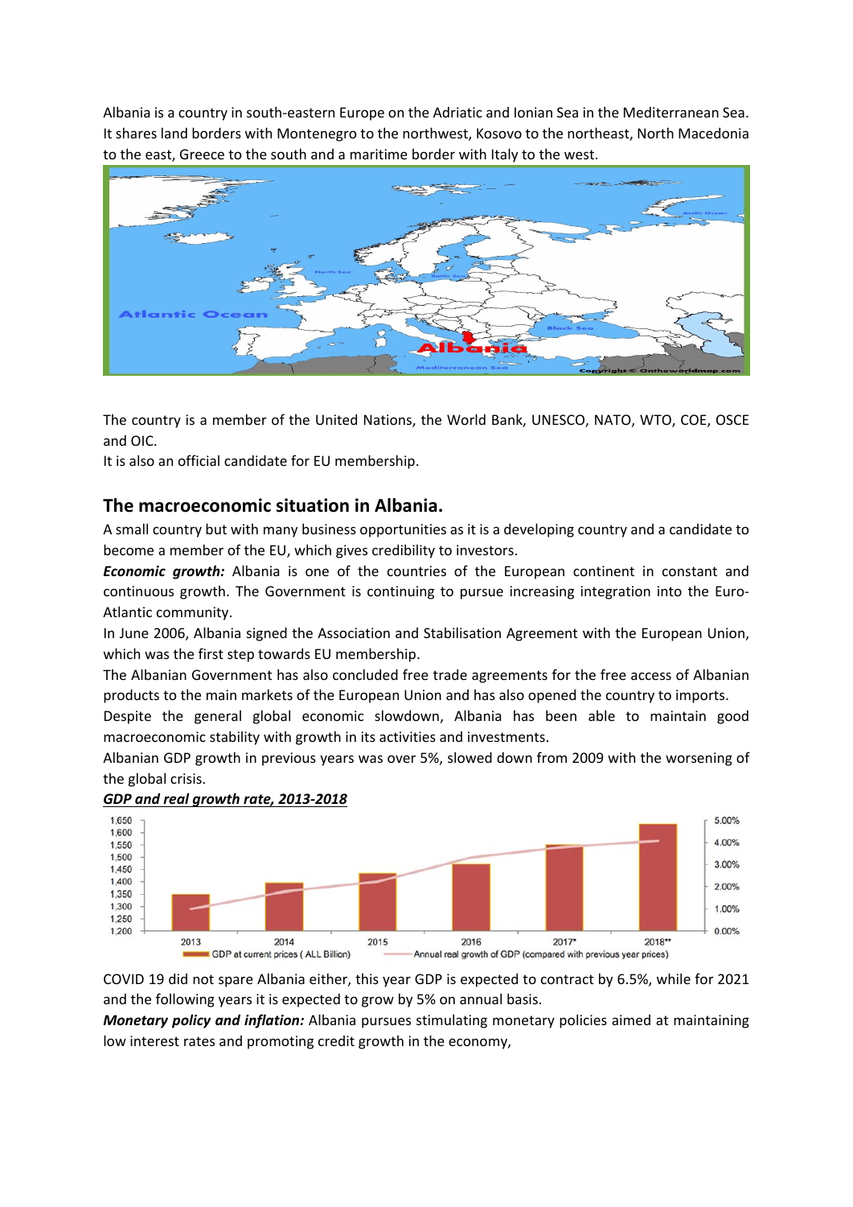Albania is a country in south-eastern Europe on the Adriatic and Ionian Sea in the Mediterranean Sea. It shares land borders with Montenegro to the northwest, Kosovo to the northeast, North Macedonia to the east, Greece to the south and a maritime border with Italy to the west.

The country is a member of the United Nations, the World Bank, UNESCO, NATO, WTO, COE, OSCE and OIC.
It is also an official candidate for EU membership.

## The macroeconomic situation in Albania.

A small country but with many business opportunities as it is a developing country and a candidate to become a member of the EU, which gives credibility to investors.

***Economic growth:*** Albania is one of the countries of the European continent in constant and continuous growth. The Government is continuing to pursue increasing integration into the Euro-Atlantic community.

In June 2006, Albania signed the Association and Stabilisation Agreement with the European Union, which was the first step towards EU membership.

The Albanian Government has also concluded free trade agreements for the free access of Albanian products to the main markets of the European Union and has also opened the country to imports.

Despite the general global economic slowdown, Albania has been able to maintain good macroeconomic stability with growth in its activities and investments.

Albanian GDP growth in previous years was over 5%, slowed down from 2009 with the worsening of the global crisis.

***<u>GDP and real growth rate, 2013-2018</u>***

COVID 19 did not spare Albania either, this year GDP is expected to contract by 6.5%, while for 2021 and the following years it is expected to grow by 5% on annual basis.

***Monetary policy and inflation:*** Albania pursues stimulating monetary policies aimed at maintaining low interest rates and promoting credit growth in the economy,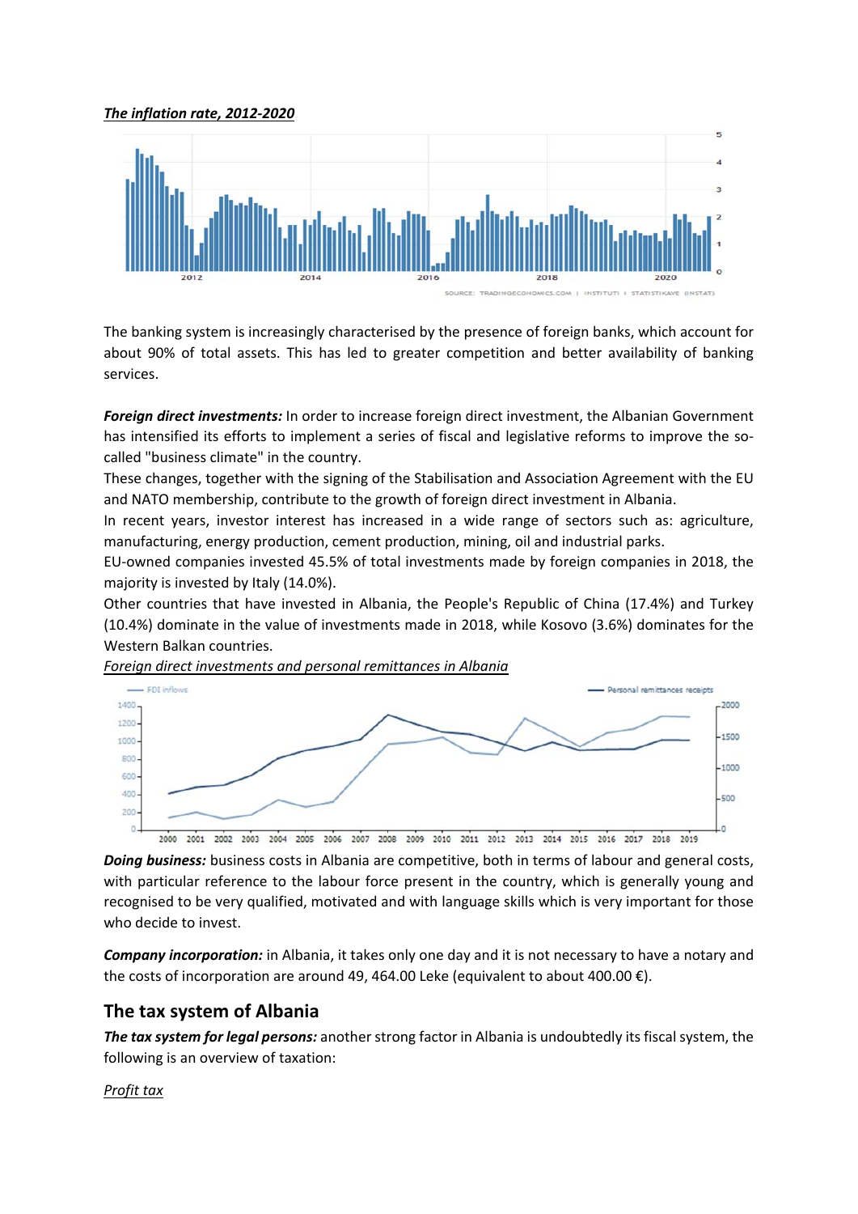*The inflation rate, 2012-2020*

The banking system is increasingly characterised by the presence of foreign banks, which account for about 90% of total assets. This has led to greater competition and better availability of banking services.

***Foreign direct investments:*** In order to increase foreign direct investment, the Albanian Government has intensified its efforts to implement a series of fiscal and legislative reforms to improve the so-called "business climate" in the country.

These changes, together with the signing of the Stabilisation and Association Agreement with the EU and NATO membership, contribute to the growth of foreign direct investment in Albania.

In recent years, investor interest has increased in a wide range of sectors such as: agriculture, manufacturing, energy production, cement production, mining, oil and industrial parks.

EU-owned companies invested 45.5% of total investments made by foreign companies in 2018, the majority is invested by Italy (14.0%).

Other countries that have invested in Albania, the People's Republic of China (17.4%) and Turkey (10.4%) dominate in the value of investments made in 2018, while Kosovo (3.6%) dominates for the Western Balkan countries.

*Foreign direct investments and personal remittances in Albania*

***Doing business:*** business costs in Albania are competitive, both in terms of labour and general costs, with particular reference to the labour force present in the country, which is generally young and recognised to be very qualified, motivated and with language skills which is very important for those who decide to invest.

***Company incorporation:*** in Albania, it takes only one day and it is not necessary to have a notary and the costs of incorporation are around 49, 464.00 Leke (equivalent to about 400.00 €).

## The tax system of Albania

***The tax system for legal persons:*** another strong factor in Albania is undoubtedly its fiscal system, the following is an overview of taxation:

*Profit tax*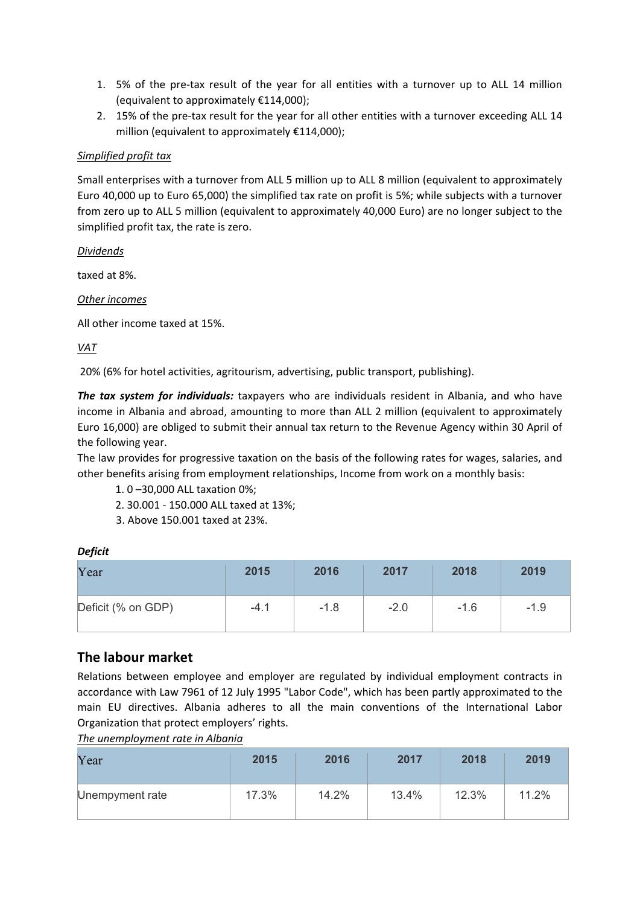1. 5% of the pre-tax result of the year for all entities with a turnover up to ALL 14 million (equivalent to approximately €114,000);
2. 15% of the pre-tax result for the year for all other entities with a turnover exceeding ALL 14 million (equivalent to approximately €114,000);

*Simplified profit tax*

Small enterprises with a turnover from ALL 5 million up to ALL 8 million (equivalent to approximately Euro 40,000 up to Euro 65,000) the simplified tax rate on profit is 5%; while subjects with a turnover from zero up to ALL 5 million (equivalent to approximately 40,000 Euro) are no longer subject to the simplified profit tax, the rate is zero.

*Dividends*

taxed at 8%.

*Other incomes*

All other income taxed at 15%.

*VAT*

20% (6% for hotel activities, agritourism, advertising, public transport, publishing).

***The tax system for individuals:*** taxpayers who are individuals resident in Albania, and who have income in Albania and abroad, amounting to more than ALL 2 million (equivalent to approximately Euro 16,000) are obliged to submit their annual tax return to the Revenue Agency within 30 April of the following year.
The law provides for progressive taxation on the basis of the following rates for wages, salaries, and other benefits arising from employment relationships, Income from work on a monthly basis:

1. 0 –30,000 ALL taxation 0%;
2. 30.001 - 150.000 ALL taxed at 13%;
3. Above 150.001 taxed at 23%.

***Deficit***

| Year | 2015 | 2016 | 2017 | 2018 | 2019 |
|---|---|---|---|---|---|
| Deficit (% on GDP) | -4.1 | -1.8 | -2.0 | -1.6 | -1.9 |

## The labour market

Relations between employee and employer are regulated by individual employment contracts in accordance with Law 7961 of 12 July 1995 "Labor Code", which has been partly approximated to the main EU directives. Albania adheres to all the main conventions of the International Labor Organization that protect employers' rights.

*The unemployment rate in Albania*

| Year | 2015 | 2016 | 2017 | 2018 | 2019 |
|---|---|---|---|---|---|
| Unempyment rate | 17.3% | 14.2% | 13.4% | 12.3% | 11.2% |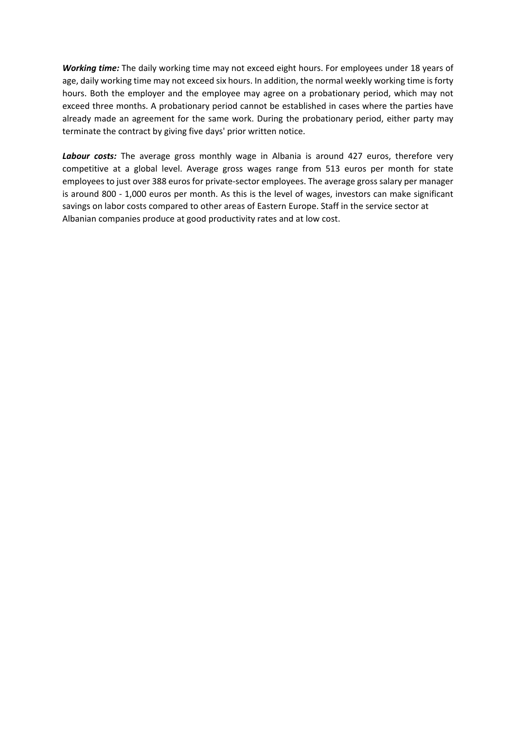***Working time:*** The daily working time may not exceed eight hours. For employees under 18 years of age, daily working time may not exceed six hours. In addition, the normal weekly working time is forty hours. Both the employer and the employee may agree on a probationary period, which may not exceed three months. A probationary period cannot be established in cases where the parties have already made an agreement for the same work. During the probationary period, either party may terminate the contract by giving five days' prior written notice.

***Labour costs:*** The average gross monthly wage in Albania is around 427 euros, therefore very competitive at a global level. Average gross wages range from 513 euros per month for state employees to just over 388 euros for private-sector employees. The average gross salary per manager is around 800 - 1,000 euros per month. As this is the level of wages, investors can make significant savings on labor costs compared to other areas of Eastern Europe. Staff in the service sector at Albanian companies produce at good productivity rates and at low cost.